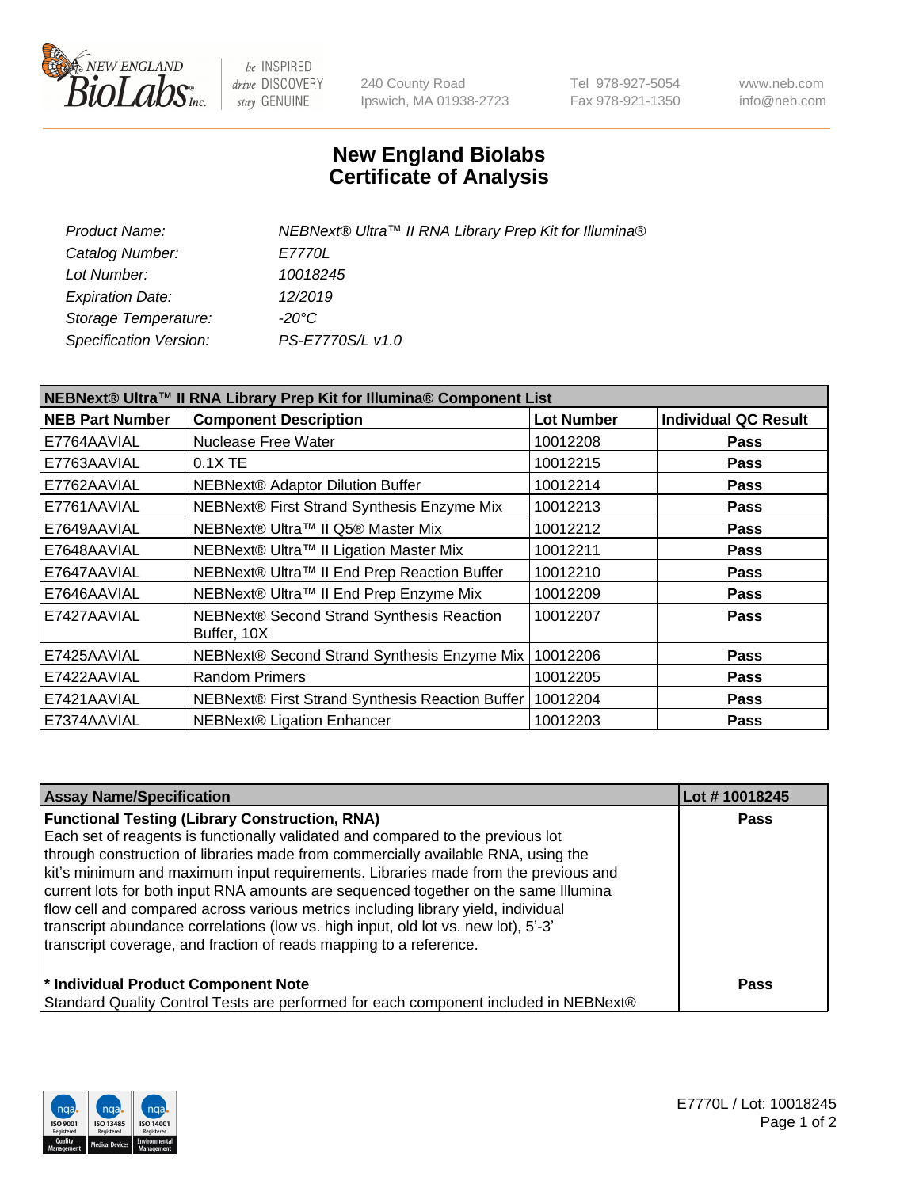# New England Biolabs
# Certificate of Analysis

| | |
|---|---|
| *Product Name:* | *NEBNext® Ultra™ II RNA Library Prep Kit for Illumina®* |
| *Catalog Number:* | *E7770L* |
| *Lot Number:* | *10018245* |
| *Expiration Date:* | *12/2019* |
| *Storage Temperature:* | *-20°C* |
| *Specification Version:* | *PS-E7770S/L v1.0* |

**NEBNext® Ultra™ II RNA Library Prep Kit for Illumina® Component List**

| NEB Part Number | Component Description | Lot Number | Individual QC Result |
|---|---|---|---|
| E7764AAVIAL | Nuclease Free Water | 10012208 | Pass |
| E7763AAVIAL | 0.1X TE | 10012215 | Pass |
| E7762AAVIAL | NEBNext® Adaptor Dilution Buffer | 10012214 | Pass |
| E7761AAVIAL | NEBNext® First Strand Synthesis Enzyme Mix | 10012213 | Pass |
| E7649AAVIAL | NEBNext® Ultra™ II Q5® Master Mix | 10012212 | Pass |
| E7648AAVIAL | NEBNext® Ultra™ II Ligation Master Mix | 10012211 | Pass |
| E7647AAVIAL | NEBNext® Ultra™ II End Prep Reaction Buffer | 10012210 | Pass |
| E7646AAVIAL | NEBNext® Ultra™ II End Prep Enzyme Mix | 10012209 | Pass |
| E7427AAVIAL | NEBNext® Second Strand Synthesis Reaction Buffer, 10X | 10012207 | Pass |
| E7425AAVIAL | NEBNext® Second Strand Synthesis Enzyme Mix | 10012206 | Pass |
| E7422AAVIAL | Random Primers | 10012205 | Pass |
| E7421AAVIAL | NEBNext® First Strand Synthesis Reaction Buffer | 10012204 | Pass |
| E7374AAVIAL | NEBNext® Ligation Enhancer | 10012203 | Pass |

| Assay Name/Specification | Lot # 10018245 |
|---|---|
| **Functional Testing (Library Construction, RNA)**<br>Each set of reagents is functionally validated and compared to the previous lot through construction of libraries made from commercially available RNA, using the kit's minimum and maximum input requirements. Libraries made from the previous and current lots for both input RNA amounts are sequenced together on the same Illumina flow cell and compared across various metrics including library yield, individual transcript abundance correlations (low vs. high input, old lot vs. new lot), 5'-3' transcript coverage, and fraction of reads mapping to a reference. | Pass |
| **\* Individual Product Component Note**<br>Standard Quality Control Tests are performed for each component included in NEBNext® | Pass |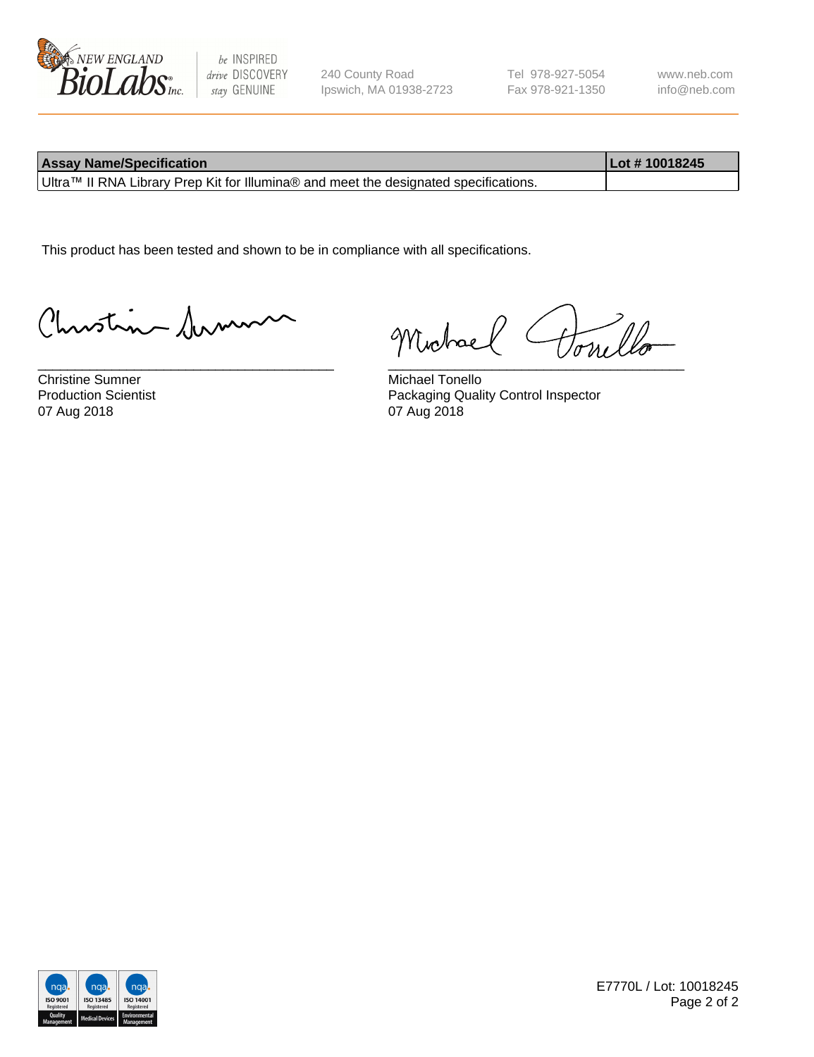| Assay Name/Specification | Lot # 10018245 |
| --- | --- |
| Ultra™ II RNA Library Prep Kit for Illumina® and meet the designated specifications. | |

This product has been tested and shown to be in compliance with all specifications.

Christine Sumner
Production Scientist
07 Aug 2018

Michael Tonello
Packaging Quality Control Inspector
07 Aug 2018

E7770L / Lot: 10018245